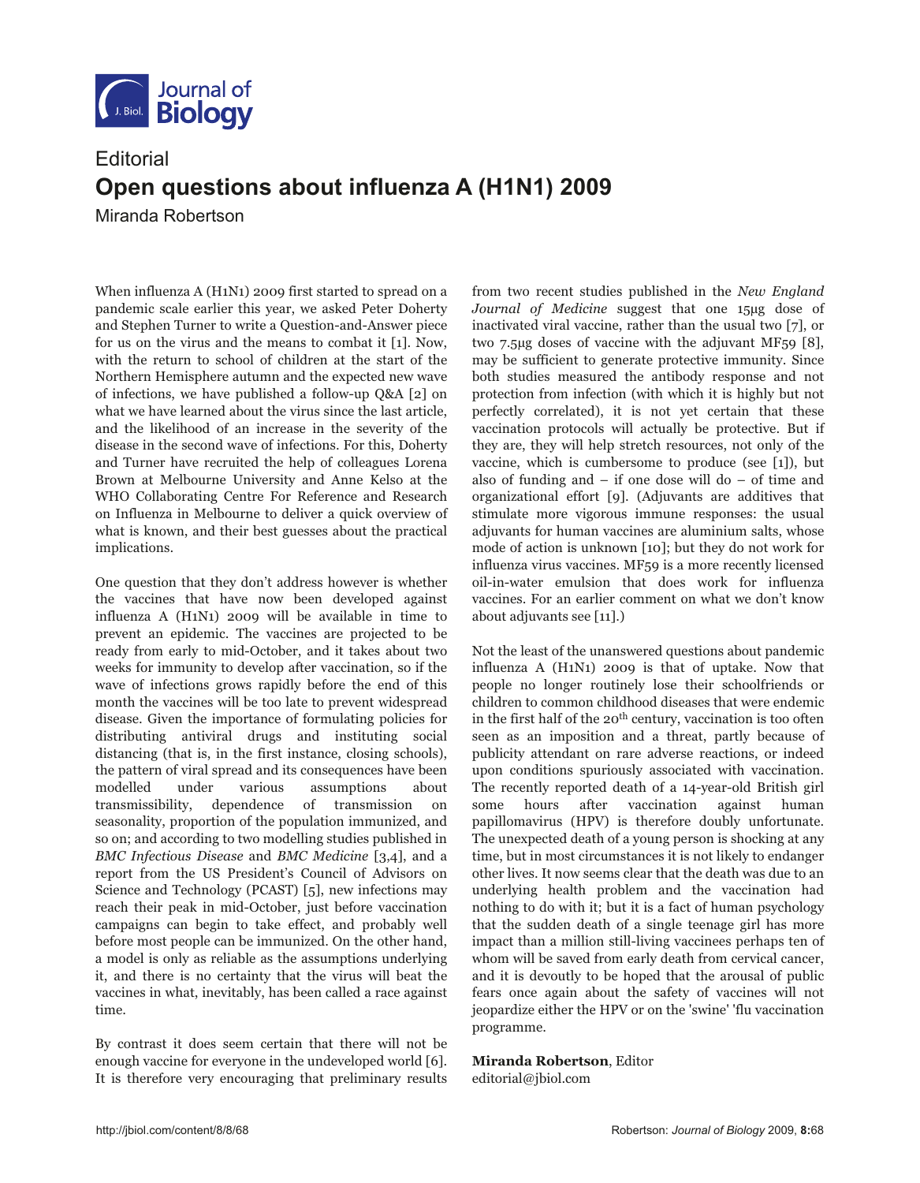Editorial

# Open questions about influenza A (H1N1) 2009

Miranda Robertson

When influenza A (H1N1) 2009 first started to spread on a pandemic scale earlier this year, we asked Peter Doherty and Stephen Turner to write a Question-and-Answer piece for us on the virus and the means to combat it [1]. Now, with the return to school of children at the start of the Northern Hemisphere autumn and the expected new wave of infections, we have published a follow-up Q&A [2] on what we have learned about the virus since the last article, and the likelihood of an increase in the severity of the disease in the second wave of infections. For this, Doherty and Turner have recruited the help of colleagues Lorena Brown at Melbourne University and Anne Kelso at the WHO Collaborating Centre For Reference and Research on Influenza in Melbourne to deliver a quick overview of what is known, and their best guesses about the practical implications.

One question that they don't address however is whether the vaccines that have now been developed against influenza A (H1N1) 2009 will be available in time to prevent an epidemic. The vaccines are projected to be ready from early to mid-October, and it takes about two weeks for immunity to develop after vaccination, so if the wave of infections grows rapidly before the end of this month the vaccines will be too late to prevent widespread disease. Given the importance of formulating policies for distributing antiviral drugs and instituting social distancing (that is, in the first instance, closing schools), the pattern of viral spread and its consequences have been modelled under various assumptions about transmissibility, dependence of transmission on seasonality, proportion of the population immunized, and so on; and according to two modelling studies published in *BMC Infectious Disease* and *BMC Medicine* [3,4], and a report from the US President's Council of Advisors on Science and Technology (PCAST) [5], new infections may reach their peak in mid-October, just before vaccination campaigns can begin to take effect, and probably well before most people can be immunized. On the other hand, a model is only as reliable as the assumptions underlying it, and there is no certainty that the virus will beat the vaccines in what, inevitably, has been called a race against time.

By contrast it does seem certain that there will not be enough vaccine for everyone in the undeveloped world [6]. It is therefore very encouraging that preliminary results from two recent studies published in the *New England Journal of Medicine* suggest that one 15μg dose of inactivated viral vaccine, rather than the usual two [7], or two 7.5μg doses of vaccine with the adjuvant MF59 [8], may be sufficient to generate protective immunity. Since both studies measured the antibody response and not protection from infection (with which it is highly but not perfectly correlated), it is not yet certain that these vaccination protocols will actually be protective. But if they are, they will help stretch resources, not only of the vaccine, which is cumbersome to produce (see [1]), but also of funding and – if one dose will do – of time and organizational effort [9]. (Adjuvants are additives that stimulate more vigorous immune responses: the usual adjuvants for human vaccines are aluminium salts, whose mode of action is unknown [10]; but they do not work for influenza virus vaccines. MF59 is a more recently licensed oil-in-water emulsion that does work for influenza vaccines. For an earlier comment on what we don't know about adjuvants see [11].)

Not the least of the unanswered questions about pandemic influenza A (H1N1) 2009 is that of uptake. Now that people no longer routinely lose their schoolfriends or children to common childhood diseases that were endemic in the first half of the 20th century, vaccination is too often seen as an imposition and a threat, partly because of publicity attendant on rare adverse reactions, or indeed upon conditions spuriously associated with vaccination. The recently reported death of a 14-year-old British girl some hours after vaccination against human papillomavirus (HPV) is therefore doubly unfortunate. The unexpected death of a young person is shocking at any time, but in most circumstances it is not likely to endanger other lives. It now seems clear that the death was due to an underlying health problem and the vaccination had nothing to do with it; but it is a fact of human psychology that the sudden death of a single teenage girl has more impact than a million still-living vaccinees perhaps ten of whom will be saved from early death from cervical cancer, and it is devoutly to be hoped that the arousal of public fears once again about the safety of vaccines will not jeopardize either the HPV or on the 'swine' 'flu vaccination programme.

**Miranda Robertson**, Editor
editorial@jbiol.com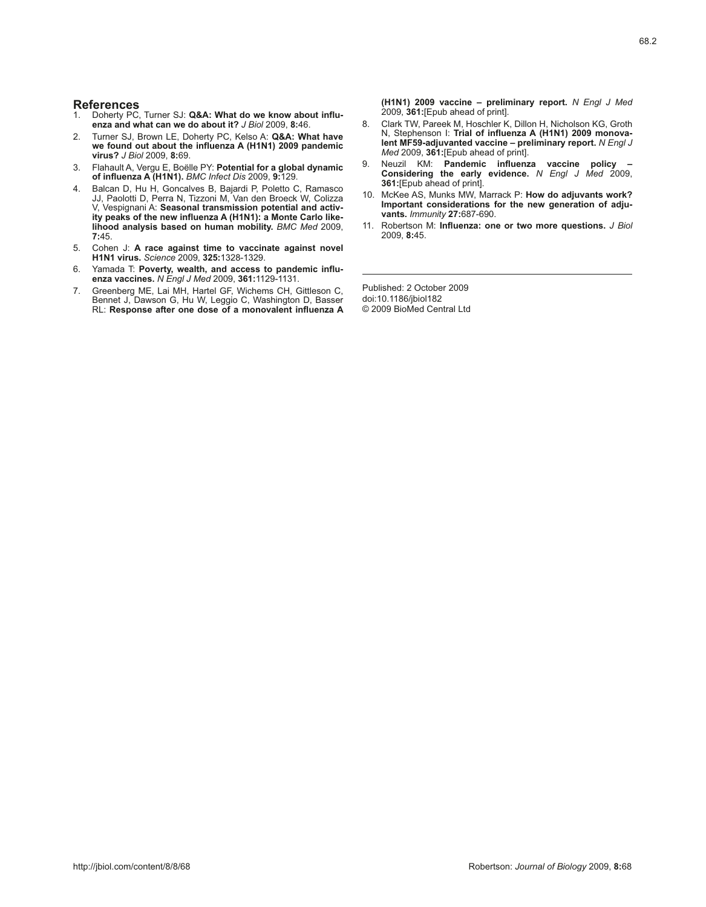## References

1. Doherty PC, Turner SJ: **Q&A: What do we know about influenza and what can we do about it?** *J Biol* 2009, **8:**46.
2. Turner SJ, Brown LE, Doherty PC, Kelso A: **Q&A: What have we found out about the influenza A (H1N1) 2009 pandemic virus?** *J Biol* 2009, **8:**69.
3. Flahault A, Vergu E, Boëlle PY: **Potential for a global dynamic of influenza A (H1N1).** *BMC Infect Dis* 2009, **9:**129.
4. Balcan D, Hu H, Goncalves B, Bajardi P, Poletto C, Ramasco JJ, Paolotti D, Perra N, Tizzoni M, Van den Broeck W, Colizza V, Vespignani A: **Seasonal transmission potential and activity peaks of the new influenza A (H1N1): a Monte Carlo likelihood analysis based on human mobility.** *BMC Med* 2009, **7:**45.
5. Cohen J: **A race against time to vaccinate against novel H1N1 virus.** *Science* 2009, **325:**1328-1329.
6. Yamada T: **Poverty, wealth, and access to pandemic influenza vaccines.** *N Engl J Med* 2009, **361:**1129-1131.
7. Greenberg ME, Lai MH, Hartel GF, Wichems CH, Gittleson C, Bennet J, Dawson G, Hu W, Leggio C, Washington D, Basser RL: **Response after one dose of a monovalent influenza A (H1N1) 2009 vaccine – preliminary report.** *N Engl J Med* 2009, **361:**[Epub ahead of print].
8. Clark TW, Pareek M, Hoschler K, Dillon H, Nicholson KG, Groth N, Stephenson I: **Trial of influenza A (H1N1) 2009 monovalent MF59-adjuvanted vaccine – preliminary report.** *N Engl J Med* 2009, **361:**[Epub ahead of print].
9. Neuzil KM: **Pandemic influenza vaccine policy – Considering the early evidence.** *N Engl J Med* 2009, **361:**[Epub ahead of print].
10. McKee AS, Munks MW, Marrack P: **How do adjuvants work? Important considerations for the new generation of adjuvants.** *Immunity* **27:**687-690.
11. Robertson M: **Influenza: one or two more questions.** *J Biol* 2009, **8:**45.

Published: 2 October 2009
doi:10.1186/jbiol182
© 2009 BioMed Central Ltd